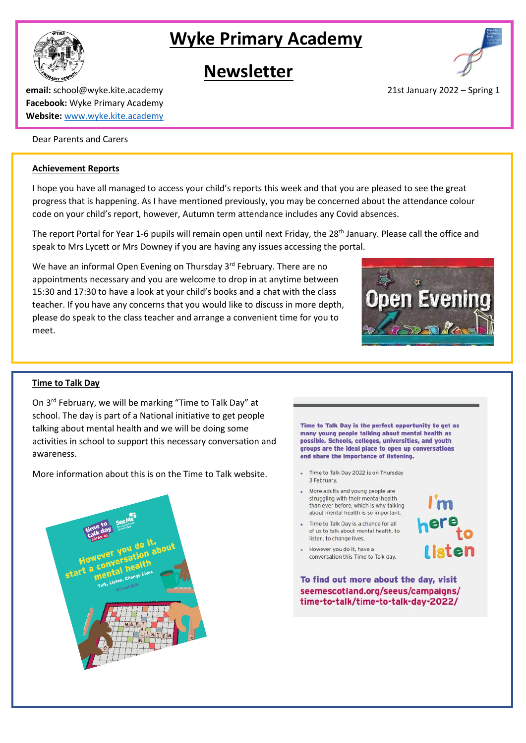# Wyke Primary Academy

# Newsletter

**email:** school@wyke.kite.academy
**Facebook:** Wyke Primary Academy
**Website:** www.wyke.kite.academy

21st January 2022 – Spring 1

Dear Parents and Carers

## Achievement Reports

I hope you have all managed to access your child's reports this week and that you are pleased to see the great progress that is happening. As I have mentioned previously, you may be concerned about the attendance colour code on your child's report, however, Autumn term attendance includes any Covid absences.

The report Portal for Year 1-6 pupils will remain open until next Friday, the 28th January. Please call the office and speak to Mrs Lycett or Mrs Downey if you are having any issues accessing the portal.

We have an informal Open Evening on Thursday 3rd February. There are no appointments necessary and you are welcome to drop in at anytime between 15:30 and 17:30 to have a look at your child's books and a chat with the class teacher. If you have any concerns that you would like to discuss in more depth, please do speak to the class teacher and arrange a convenient time for you to meet.

## Time to Talk Day

On 3rd February, we will be marking "Time to Talk Day" at school. The day is part of a National initiative to get people talking about mental health and we will be doing some activities in school to support this necessary conversation and awareness.

More information about this is on the Time to Talk website.

**Time to Talk Day is the perfect opportunity to get as many young people talking about mental health as possible. Schools, colleges, universities, and youth groups are the ideal place to open up conversations and share the importance of listening.**

- Time to Talk Day 2022 is on Thursday 3 February.
- More adults and young people are struggling with their mental health than ever before, which is why talking about mental health is so important.
- Time to Talk Day is a chance for all of us to talk about mental health, to listen, to change lives.
- However you do it, have a conversation this Time to Talk day.

I'm here to listen

**To find out more about the day, visit seemescotland.org/seeus/campaigns/time-to-talk/time-to-talk-day-2022/**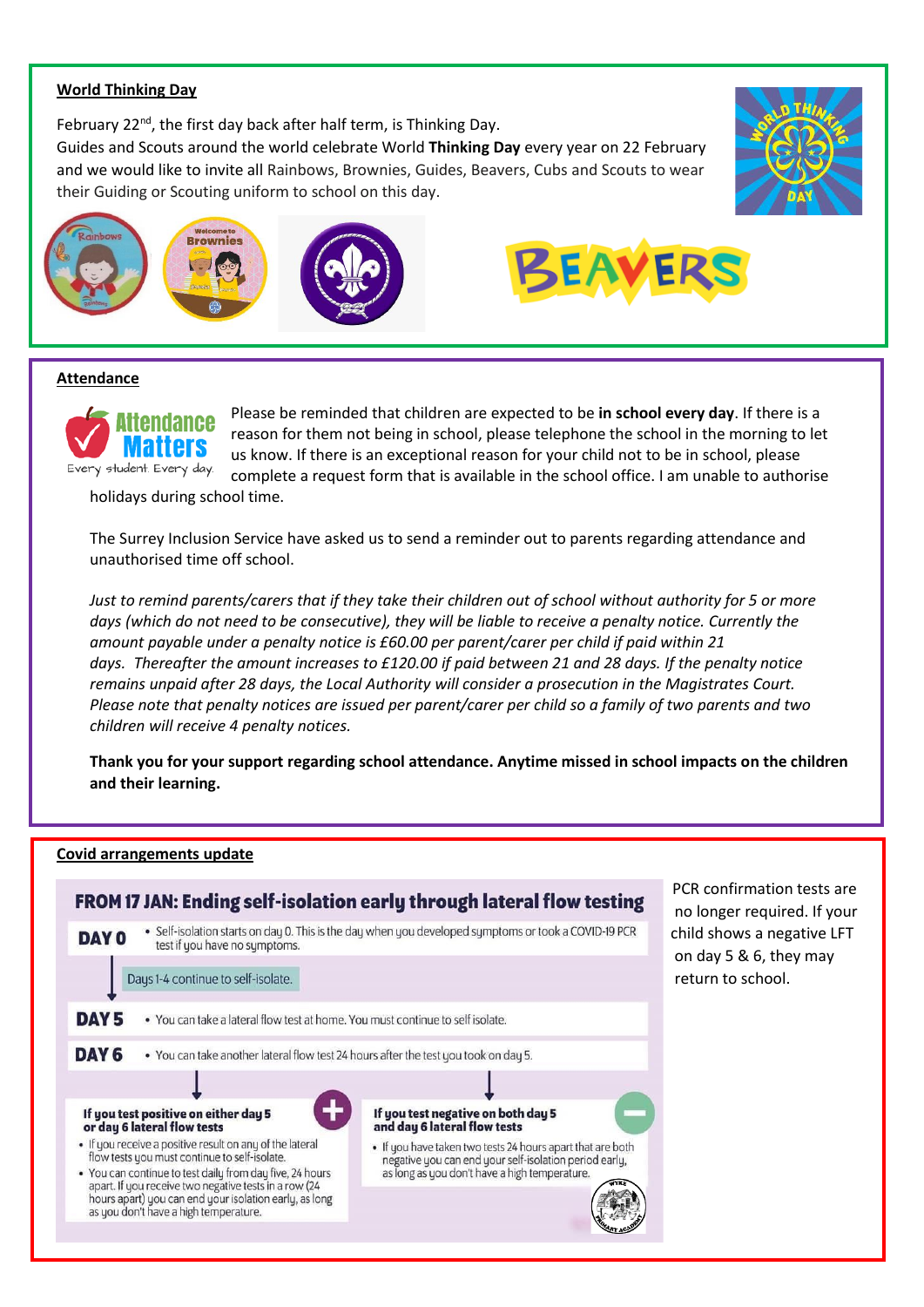## World Thinking Day

February 22nd, the first day back after half term, is Thinking Day.
Guides and Scouts around the world celebrate World **Thinking Day** every year on 22 February and we would like to invite all Rainbows, Brownies, Guides, Beavers, Cubs and Scouts to wear their Guiding or Scouting uniform to school on this day.

## Attendance

Please be reminded that children are expected to be **in school every day**. If there is a reason for them not being in school, please telephone the school in the morning to let us know. If there is an exceptional reason for your child not to be in school, please complete a request form that is available in the school office. I am unable to authorise holidays during school time.

The Surrey Inclusion Service have asked us to send a reminder out to parents regarding attendance and unauthorised time off school.

*Just to remind parents/carers that if they take their children out of school without authority for 5 or more days (which do not need to be consecutive), they will be liable to receive a penalty notice. Currently the amount payable under a penalty notice is £60.00 per parent/carer per child if paid within 21 days. Thereafter the amount increases to £120.00 if paid between 21 and 28 days. If the penalty notice remains unpaid after 28 days, the Local Authority will consider a prosecution in the Magistrates Court. Please note that penalty notices are issued per parent/carer per child so a family of two parents and two children will receive 4 penalty notices.*

**Thank you for your support regarding school attendance. Anytime missed in school impacts on the children and their learning.**

## Covid arrangements update

### FROM 17 JAN: Ending self-isolation early through lateral flow testing

**DAY 0**
- Self-isolation starts on day 0. This is the day when you developed symptoms or took a COVID-19 PCR test if you have no symptoms.

Days 1-4 continue to self-isolate.

**DAY 5**
- You can take a lateral flow test at home. You must continue to self isolate.

**DAY 6**
- You can take another lateral flow test 24 hours after the test you took on day 5.

**If you test positive on either day 5 or day 6 lateral flow tests**
- If you receive a positive result on any of the lateral flow tests you must continue to self-isolate.
- You can continue to test daily from day five, 24 hours apart. If you receive two negative tests in a row (24 hours apart) you can end your isolation early, as long as you don't have a high temperature.

**If you test negative on both day 5 and day 6 lateral flow tests**
- If you have taken two tests 24 hours apart that are both negative you can end your self-isolation period early, as long as you don't have a high temperature.

PCR confirmation tests are no longer required. If your child shows a negative LFT on day 5 & 6, they may return to school.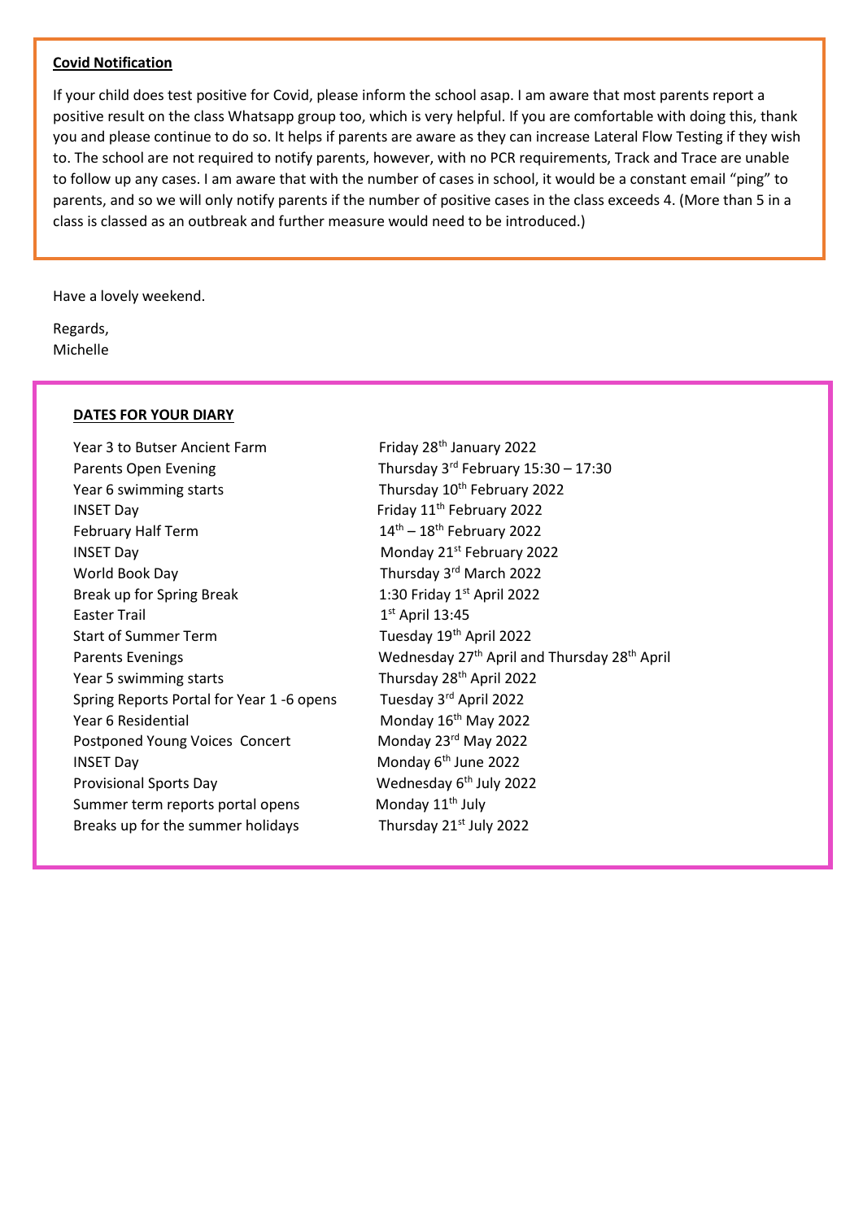**Covid Notification**

If your child does test positive for Covid, please inform the school asap. I am aware that most parents report a positive result on the class Whatsapp group too, which is very helpful. If you are comfortable with doing this, thank you and please continue to do so. It helps if parents are aware as they can increase Lateral Flow Testing if they wish to. The school are not required to notify parents, however, with no PCR requirements, Track and Trace are unable to follow up any cases. I am aware that with the number of cases in school, it would be a constant email "ping" to parents, and so we will only notify parents if the number of positive cases in the class exceeds 4. (More than 5 in a class is classed as an outbreak and further measure would need to be introduced.)

Have a lovely weekend.

Regards,
Michelle

**DATES FOR YOUR DIARY**

| | |
|---|---|
| Year 3 to Butser Ancient Farm | Friday 28th January 2022 |
| Parents Open Evening | Thursday 3rd February 15:30 – 17:30 |
| Year 6 swimming starts | Thursday 10th February 2022 |
| INSET Day | Friday 11th February 2022 |
| February Half Term | 14th – 18th February 2022 |
| INSET Day | Monday 21st February 2022 |
| World Book Day | Thursday 3rd March 2022 |
| Break up for Spring Break | 1:30 Friday 1st April 2022 |
| Easter Trail | 1st April 13:45 |
| Start of Summer Term | Tuesday 19th April 2022 |
| Parents Evenings | Wednesday 27th April and Thursday 28th April |
| Year 5 swimming starts | Thursday 28th April 2022 |
| Spring Reports Portal for Year 1 -6 opens | Tuesday 3rd April 2022 |
| Year 6 Residential | Monday 16th May 2022 |
| Postponed Young Voices Concert | Monday 23rd May 2022 |
| INSET Day | Monday 6th June 2022 |
| Provisional Sports Day | Wednesday 6th July 2022 |
| Summer term reports portal opens | Monday 11th July |
| Breaks up for the summer holidays | Thursday 21st July 2022 |